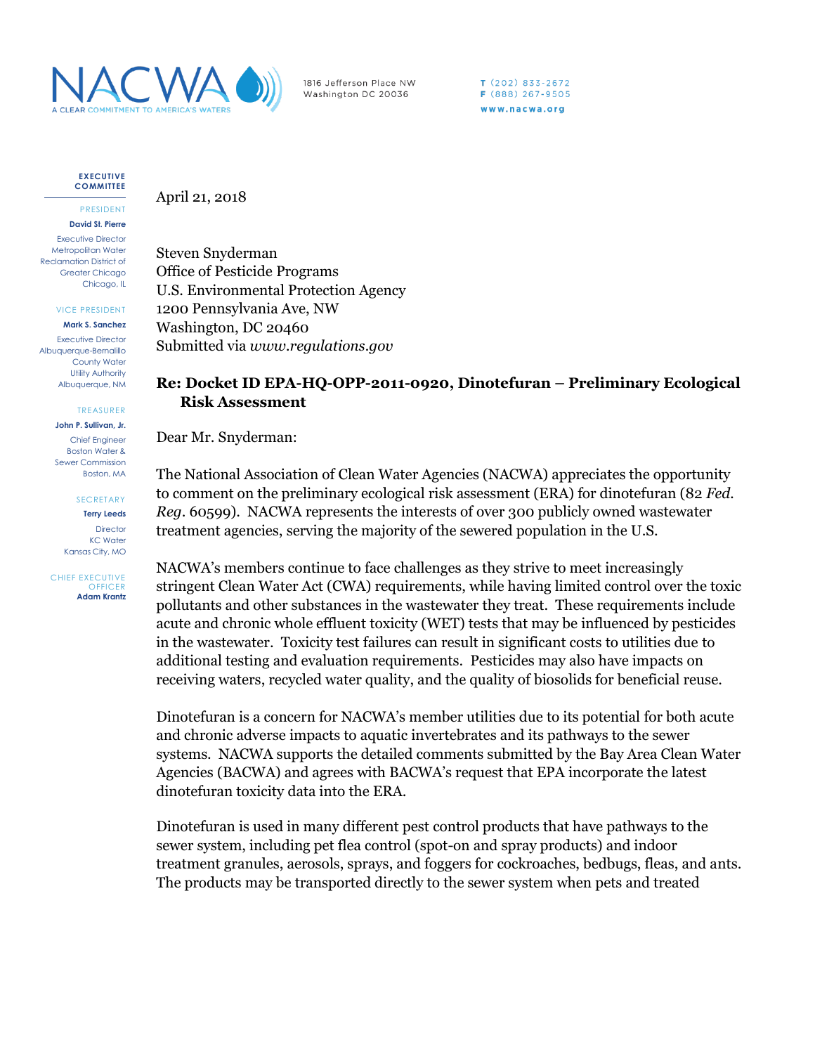NACWA
A CLEAR COMMITMENT TO AMERICA'S WATERS

1816 Jefferson Place NW
Washington DC 20036

T (202) 833-2672
F (888) 267-9505
www.nacwa.org

**EXECUTIVE COMMITTEE**

PRESIDENT
**David St. Pierre**
Executive Director
Metropolitan Water Reclamation District of Greater Chicago
Chicago, IL

VICE PRESIDENT
**Mark S. Sanchez**
Executive Director
Albuquerque-Bernalillo County Water Utility Authority
Albuquerque, NM

TREASURER
**John P. Sullivan, Jr.**
Chief Engineer
Boston Water & Sewer Commission
Boston, MA

SECRETARY
**Terry Leeds**
Director
KC Water
Kansas City, MO

CHIEF EXECUTIVE OFFICER
**Adam Krantz**

April 21, 2018

Steven Snyderman
Office of Pesticide Programs
U.S. Environmental Protection Agency
1200 Pennsylvania Ave, NW
Washington, DC 20460
Submitted via *www.regulations.gov*

**Re: Docket ID EPA-HQ-OPP-2011-0920, Dinotefuran – Preliminary Ecological Risk Assessment**

Dear Mr. Snyderman:

The National Association of Clean Water Agencies (NACWA) appreciates the opportunity to comment on the preliminary ecological risk assessment (ERA) for dinotefuran (82 *Fed. Reg*. 60599). NACWA represents the interests of over 300 publicly owned wastewater treatment agencies, serving the majority of the sewered population in the U.S.

NACWA's members continue to face challenges as they strive to meet increasingly stringent Clean Water Act (CWA) requirements, while having limited control over the toxic pollutants and other substances in the wastewater they treat. These requirements include acute and chronic whole effluent toxicity (WET) tests that may be influenced by pesticides in the wastewater. Toxicity test failures can result in significant costs to utilities due to additional testing and evaluation requirements. Pesticides may also have impacts on receiving waters, recycled water quality, and the quality of biosolids for beneficial reuse.

Dinotefuran is a concern for NACWA's member utilities due to its potential for both acute and chronic adverse impacts to aquatic invertebrates and its pathways to the sewer systems. NACWA supports the detailed comments submitted by the Bay Area Clean Water Agencies (BACWA) and agrees with BACWA's request that EPA incorporate the latest dinotefuran toxicity data into the ERA.

Dinotefuran is used in many different pest control products that have pathways to the sewer system, including pet flea control (spot-on and spray products) and indoor treatment granules, aerosols, sprays, and foggers for cockroaches, bedbugs, fleas, and ants. The products may be transported directly to the sewer system when pets and treated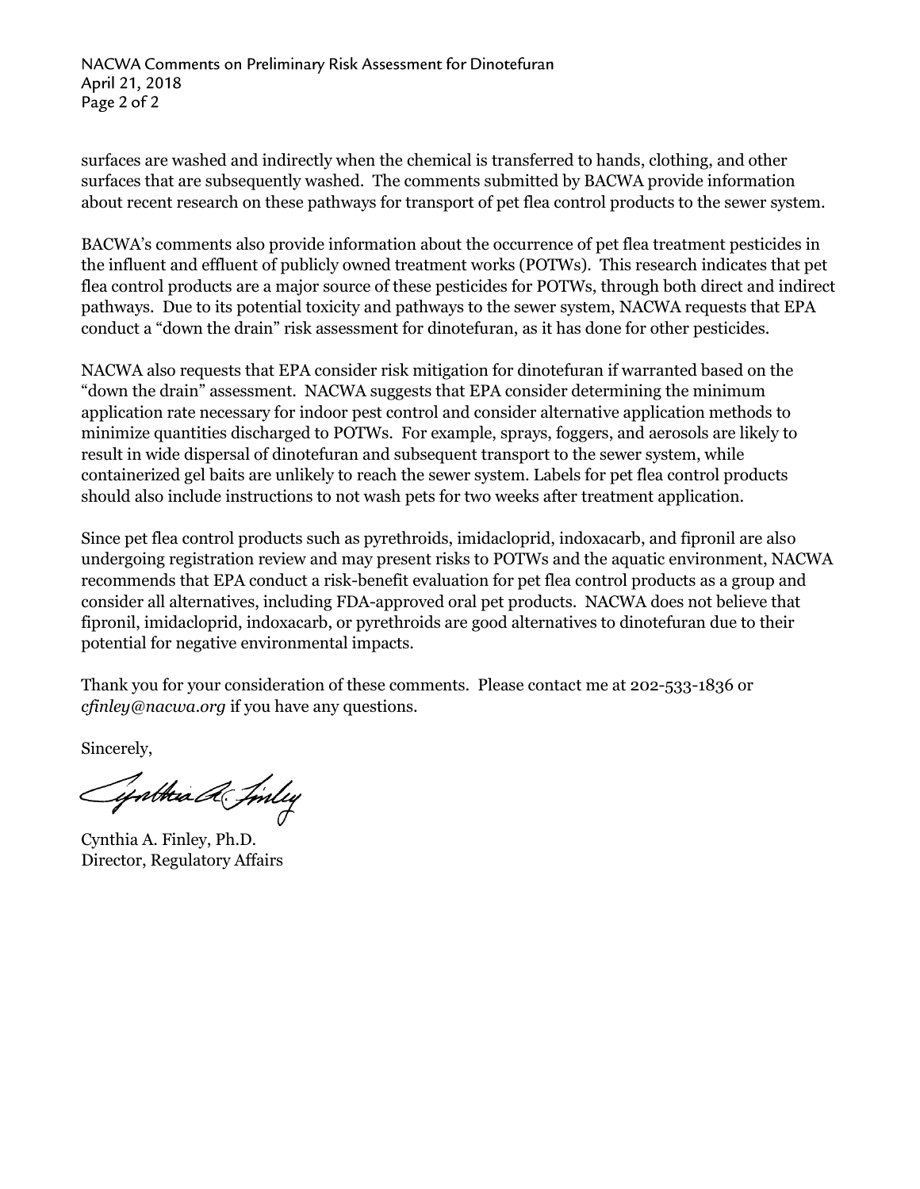surfaces are washed and indirectly when the chemical is transferred to hands, clothing, and other surfaces that are subsequently washed. The comments submitted by BACWA provide information about recent research on these pathways for transport of pet flea control products to the sewer system.

BACWA's comments also provide information about the occurrence of pet flea treatment pesticides in the influent and effluent of publicly owned treatment works (POTWs). This research indicates that pet flea control products are a major source of these pesticides for POTWs, through both direct and indirect pathways. Due to its potential toxicity and pathways to the sewer system, NACWA requests that EPA conduct a "down the drain" risk assessment for dinotefuran, as it has done for other pesticides.

NACWA also requests that EPA consider risk mitigation for dinotefuran if warranted based on the "down the drain" assessment. NACWA suggests that EPA consider determining the minimum application rate necessary for indoor pest control and consider alternative application methods to minimize quantities discharged to POTWs. For example, sprays, foggers, and aerosols are likely to result in wide dispersal of dinotefuran and subsequent transport to the sewer system, while containerized gel baits are unlikely to reach the sewer system. Labels for pet flea control products should also include instructions to not wash pets for two weeks after treatment application.

Since pet flea control products such as pyrethroids, imidacloprid, indoxacarb, and fipronil are also undergoing registration review and may present risks to POTWs and the aquatic environment, NACWA recommends that EPA conduct a risk-benefit evaluation for pet flea control products as a group and consider all alternatives, including FDA-approved oral pet products. NACWA does not believe that fipronil, imidacloprid, indoxacarb, or pyrethroids are good alternatives to dinotefuran due to their potential for negative environmental impacts.

Thank you for your consideration of these comments. Please contact me at 202-533-1836 or *cfinley@nacwa.org* if you have any questions.

Sincerely,

Cynthia A. Finley

Cynthia A. Finley, Ph.D.
Director, Regulatory Affairs